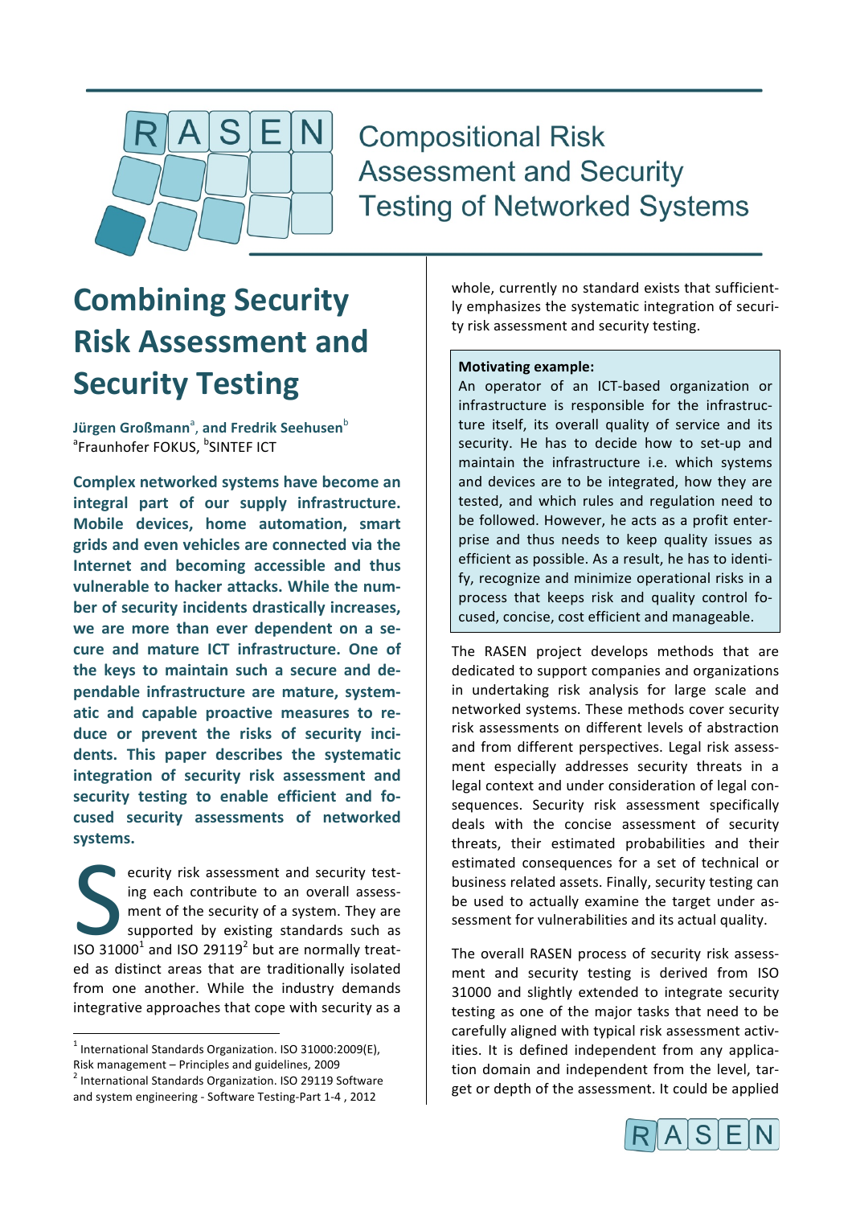Compositional Risk Assessment and Security Testing of Networked Systems

# Combining Security Risk Assessment and Security Testing

**Jürgen Großmann**[a], **and Fredrik Seehusen**[b]
[a]Fraunhofer FOKUS, [b]SINTEF ICT

**Complex networked systems have become an integral part of our supply infrastructure. Mobile devices, home automation, smart grids and even vehicles are connected via the Internet and becoming accessible and thus vulnerable to hacker attacks. While the number of security incidents drastically increases, we are more than ever dependent on a secure and mature ICT infrastructure. One of the keys to maintain such a secure and dependable infrastructure are mature, systematic and capable proactive measures to reduce or prevent the risks of security incidents. This paper describes the systematic integration of security risk assessment and security testing to enable efficient and focused security assessments of networked systems.**

Security risk assessment and security testing each contribute to an overall assessment of the security of a system. They are supported by existing standards such as ISO 31000[1] and ISO 29119[2] but are normally treated as distinct areas that are traditionally isolated from one another. While the industry demands integrative approaches that cope with security as a whole, currently no standard exists that sufficiently emphasizes the systematic integration of security risk assessment and security testing.

> **Motivating example:**
> An operator of an ICT-based organization or infrastructure is responsible for the infrastructure itself, its overall quality of service and its security. He has to decide how to set-up and maintain the infrastructure i.e. which systems and devices are to be integrated, how they are tested, and which rules and regulation need to be followed. However, he acts as a profit enterprise and thus needs to keep quality issues as efficient as possible. As a result, he has to identify, recognize and minimize operational risks in a process that keeps risk and quality control focused, concise, cost efficient and manageable.

The RASEN project develops methods that are dedicated to support companies and organizations in undertaking risk analysis for large scale and networked systems. These methods cover security risk assessments on different levels of abstraction and from different perspectives. Legal risk assessment especially addresses security threats in a legal context and under consideration of legal consequences. Security risk assessment specifically deals with the concise assessment of security threats, their estimated probabilities and their estimated consequences for a set of technical or business related assets. Finally, security testing can be used to actually examine the target under assessment for vulnerabilities and its actual quality.

The overall RASEN process of security risk assessment and security testing is derived from ISO 31000 and slightly extended to integrate security testing as one of the major tasks that need to be carefully aligned with typical risk assessment activities. It is defined independent from any application domain and independent from the level, target or depth of the assessment. It could be applied

---

[1] International Standards Organization. ISO 31000:2009(E), Risk management – Principles and guidelines, 2009

[2] International Standards Organization. ISO 29119 Software and system engineering - Software Testing-Part 1-4 , 2012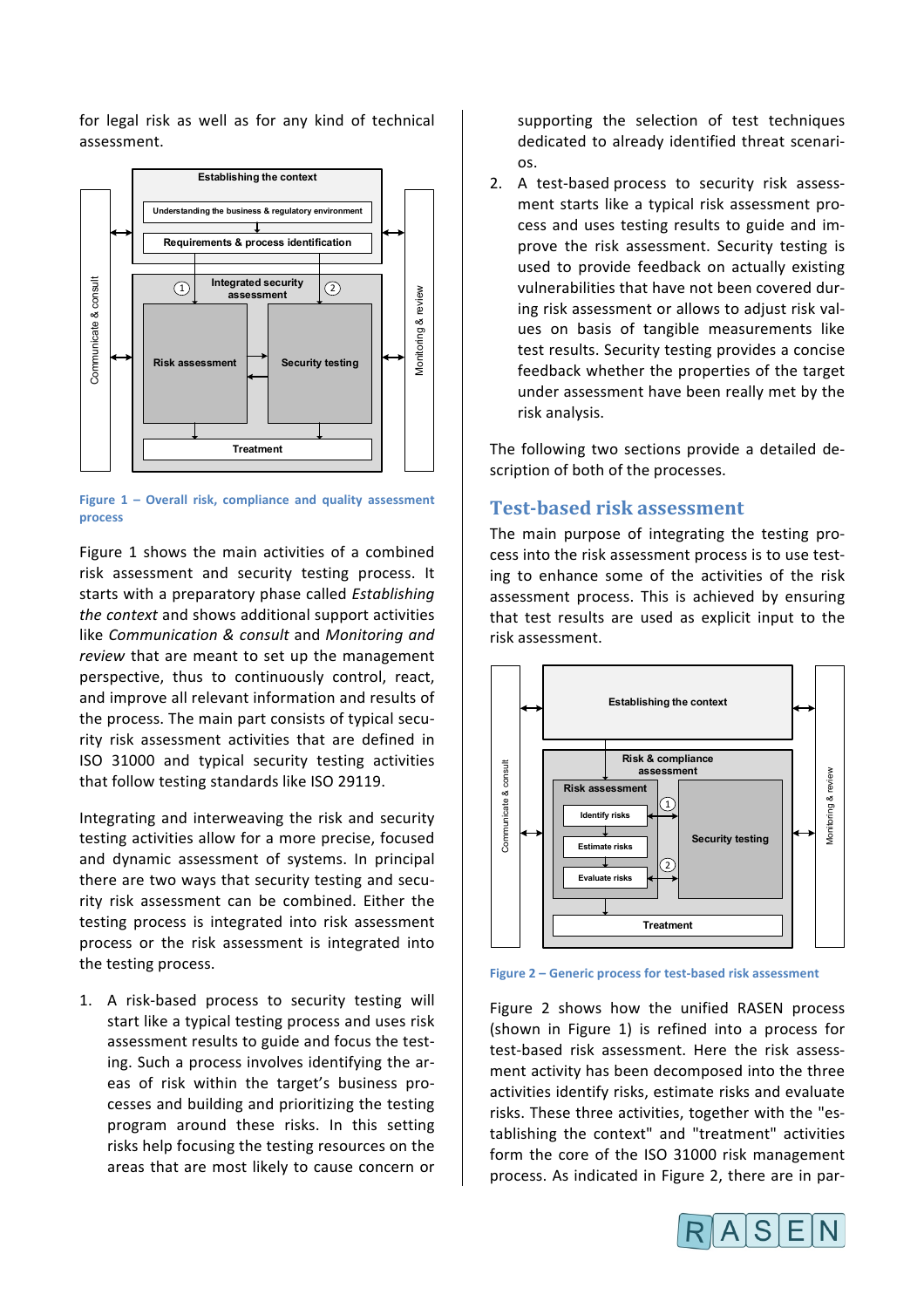for legal risk as well as for any kind of technical assessment.

Figure 1 – Overall risk, compliance and quality assessment process

Figure 1 shows the main activities of a combined risk assessment and security testing process. It starts with a preparatory phase called *Establishing the context* and shows additional support activities like *Communication & consult* and *Monitoring and review* that are meant to set up the management perspective, thus to continuously control, react, and improve all relevant information and results of the process. The main part consists of typical security risk assessment activities that are defined in ISO 31000 and typical security testing activities that follow testing standards like ISO 29119.

Integrating and interweaving the risk and security testing activities allow for a more precise, focused and dynamic assessment of systems. In principal there are two ways that security testing and security risk assessment can be combined. Either the testing process is integrated into risk assessment process or the risk assessment is integrated into the testing process.

1. A risk-based process to security testing will start like a typical testing process and uses risk assessment results to guide and focus the testing. Such a process involves identifying the areas of risk within the target's business processes and building and prioritizing the testing program around these risks. In this setting risks help focusing the testing resources on the areas that are most likely to cause concern or supporting the selection of test techniques dedicated to already identified threat scenarios.
2. A test-based process to security risk assessment starts like a typical risk assessment process and uses testing results to guide and improve the risk assessment. Security testing is used to provide feedback on actually existing vulnerabilities that have not been covered during risk assessment or allows to adjust risk values on basis of tangible measurements like test results. Security testing provides a concise feedback whether the properties of the target under assessment have been really met by the risk analysis.

The following two sections provide a detailed description of both of the processes.

## Test-based risk assessment

The main purpose of integrating the testing process into the risk assessment process is to use testing to enhance some of the activities of the risk assessment process. This is achieved by ensuring that test results are used as explicit input to the risk assessment.

Figure 2 – Generic process for test-based risk assessment

Figure 2 shows how the unified RASEN process (shown in Figure 1) is refined into a process for test-based risk assessment. Here the risk assessment activity has been decomposed into the three activities identify risks, estimate risks and evaluate risks. These three activities, together with the "establishing the context" and "treatment" activities form the core of the ISO 31000 risk management process. As indicated in Figure 2, there are in par-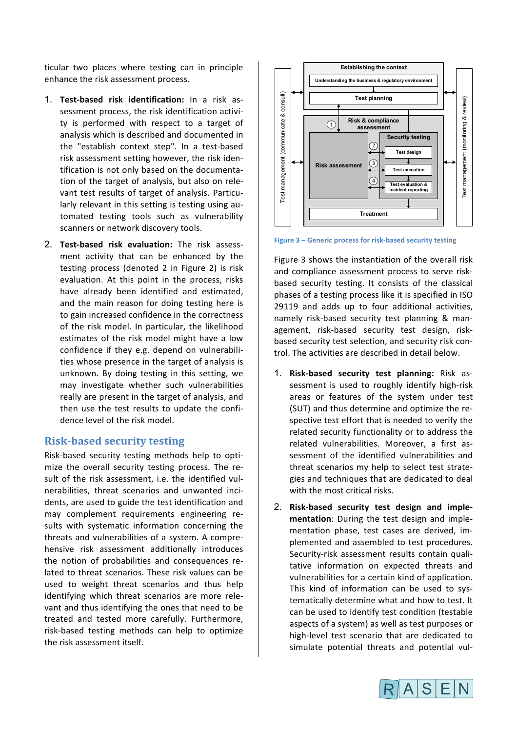ticular two places where testing can in principle enhance the risk assessment process.

1. **Test-based risk identification:** In a risk assessment process, the risk identification activity is performed with respect to a target of analysis which is described and documented in the "establish context step". In a test-based risk assessment setting however, the risk identification is not only based on the documentation of the target of analysis, but also on relevant test results of target of analysis. Particularly relevant in this setting is testing using automated testing tools such as vulnerability scanners or network discovery tools.
2. **Test-based risk evaluation:** The risk assessment activity that can be enhanced by the testing process (denoted 2 in Figure 2) is risk evaluation. At this point in the process, risks have already been identified and estimated, and the main reason for doing testing here is to gain increased confidence in the correctness of the risk model. In particular, the likelihood estimates of the risk model might have a low confidence if they e.g. depend on vulnerabilities whose presence in the target of analysis is unknown. By doing testing in this setting, we may investigate whether such vulnerabilities really are present in the target of analysis, and then use the test results to update the confidence level of the risk model.

## Risk-based security testing

Risk-based security testing methods help to optimize the overall security testing process. The result of the risk assessment, i.e. the identified vulnerabilities, threat scenarios and unwanted incidents, are used to guide the test identification and may complement requirements engineering results with systematic information concerning the threats and vulnerabilities of a system. A comprehensive risk assessment additionally introduces the notion of probabilities and consequences related to threat scenarios. These risk values can be used to weight threat scenarios and thus help identifying which threat scenarios are more relevant and thus identifying the ones that need to be treated and tested more carefully. Furthermore, risk-based testing methods can help to optimize the risk assessment itself.

Figure 3 – Generic process for risk-based security testing

Figure 3 shows the instantiation of the overall risk and compliance assessment process to serve risk-based security testing. It consists of the classical phases of a testing process like it is specified in ISO 29119 and adds up to four additional activities, namely risk-based security testing planning & management, risk-based security test design, risk-based security test selection, and security risk control. The activities are described in detail below.

1. **Risk-based security test planning:** Risk assessment is used to roughly identify high-risk areas or features of the system under test (SUT) and thus determine and optimize the respective test effort that is needed to verify the related security functionality or to address the related vulnerabilities. Moreover, a first assessment of the identified vulnerabilities and threat scenarios my help to select test strategies and techniques that are dedicated to deal with the most critical risks.
2. **Risk-based security test design and implementation**: During the test design and implementation phase, test cases are derived, implemented and assembled to test procedures. Security-risk assessment results contain qualitative information on expected threats and vulnerabilities for a certain kind of application. This kind of information can be used to systematically determine what and how to test. It can be used to identify test condition (testable aspects of a system) as well as test purposes or high-level test scenario that are dedicated to simulate potential threats and potential vul-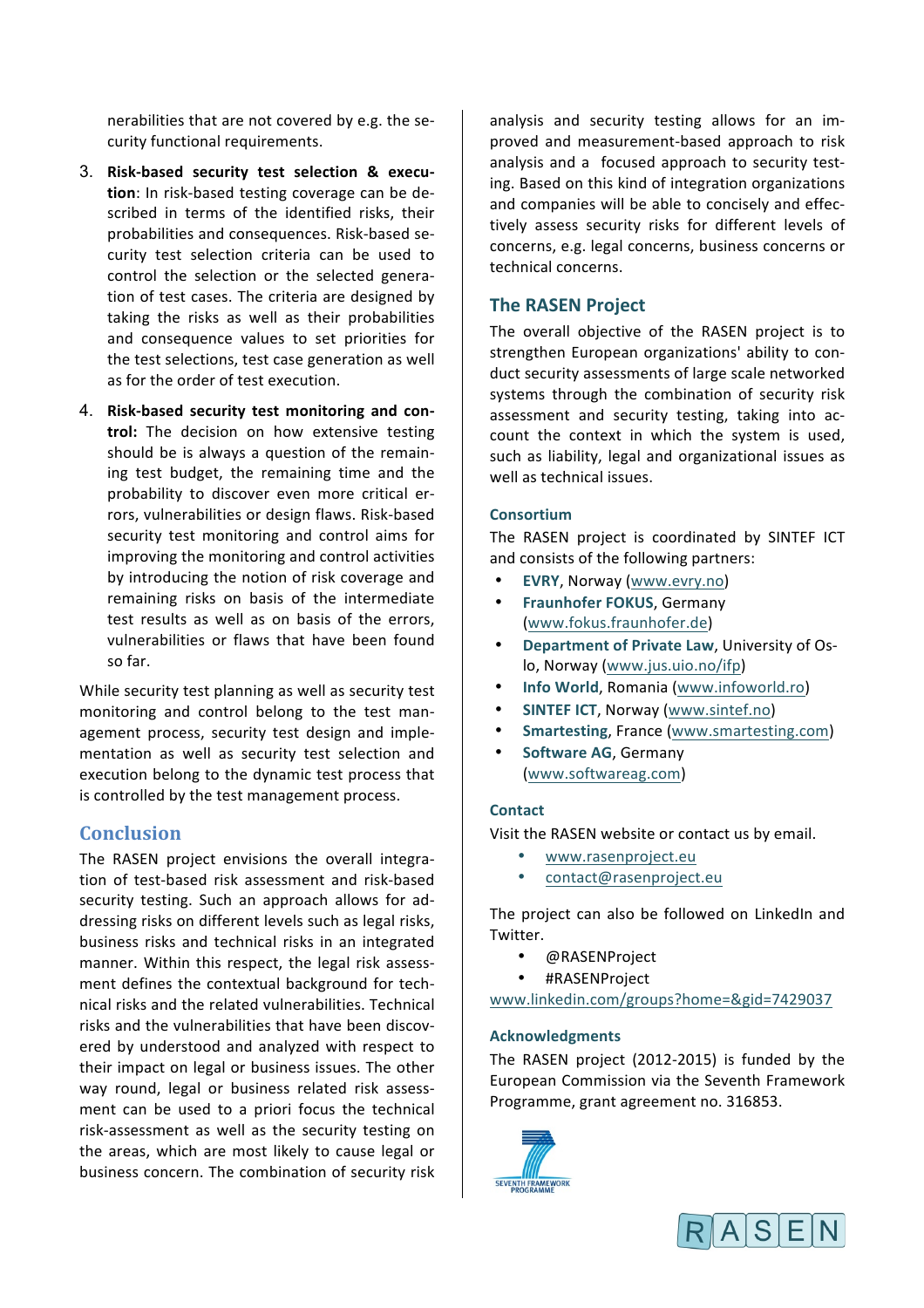nerabilities that are not covered by e.g. the security functional requirements.

3. **Risk-based security test selection & execution**: In risk-based testing coverage can be described in terms of the identified risks, their probabilities and consequences. Risk-based security test selection criteria can be used to control the selection or the selected generation of test cases. The criteria are designed by taking the risks as well as their probabilities and consequence values to set priorities for the test selections, test case generation as well as for the order of test execution.

4. **Risk-based security test monitoring and control:** The decision on how extensive testing should be is always a question of the remaining test budget, the remaining time and the probability to discover even more critical errors, vulnerabilities or design flaws. Risk-based security test monitoring and control aims for improving the monitoring and control activities by introducing the notion of risk coverage and remaining risks on basis of the intermediate test results as well as on basis of the errors, vulnerabilities or flaws that have been found so far.

While security test planning as well as security test monitoring and control belong to the test management process, security test design and implementation as well as security test selection and execution belong to the dynamic test process that is controlled by the test management process.

## Conclusion

The RASEN project envisions the overall integration of test-based risk assessment and risk-based security testing. Such an approach allows for addressing risks on different levels such as legal risks, business risks and technical risks in an integrated manner. Within this respect, the legal risk assessment defines the contextual background for technical risks and the related vulnerabilities. Technical risks and the vulnerabilities that have been discovered by understood and analyzed with respect to their impact on legal or business issues. The other way round, legal or business related risk assessment can be used to a priori focus the technical risk-assessment as well as the security testing on the areas, which are most likely to cause legal or business concern. The combination of security risk analysis and security testing allows for an improved and measurement-based approach to risk analysis and a focused approach to security testing. Based on this kind of integration organizations and companies will be able to concisely and effectively assess security risks for different levels of concerns, e.g. legal concerns, business concerns or technical concerns.

## The RASEN Project

The overall objective of the RASEN project is to strengthen European organizations' ability to conduct security assessments of large scale networked systems through the combination of security risk assessment and security testing, taking into account the context in which the system is used, such as liability, legal and organizational issues as well as technical issues.

### Consortium

The RASEN project is coordinated by SINTEF ICT and consists of the following partners:

- **EVRY**, Norway (www.evry.no)
- **Fraunhofer FOKUS**, Germany (www.fokus.fraunhofer.de)
- **Department of Private Law**, University of Oslo, Norway (www.jus.uio.no/ifp)
- **Info World**, Romania (www.infoworld.ro)
- **SINTEF ICT**, Norway (www.sintef.no)
- **Smartesting**, France (www.smartesting.com)
- **Software AG**, Germany (www.softwareag.com)

### Contact

Visit the RASEN website or contact us by email.

- www.rasenproject.eu
- contact@rasenproject.eu

The project can also be followed on LinkedIn and Twitter.

- @RASENProject
- #RASENProject

www.linkedin.com/groups?home=&gid=7429037

### Acknowledgments

The RASEN project (2012-2015) is funded by the European Commission via the Seventh Framework Programme, grant agreement no. 316853.

SEVENTH FRAMEWORK PROGRAMME

RASEN